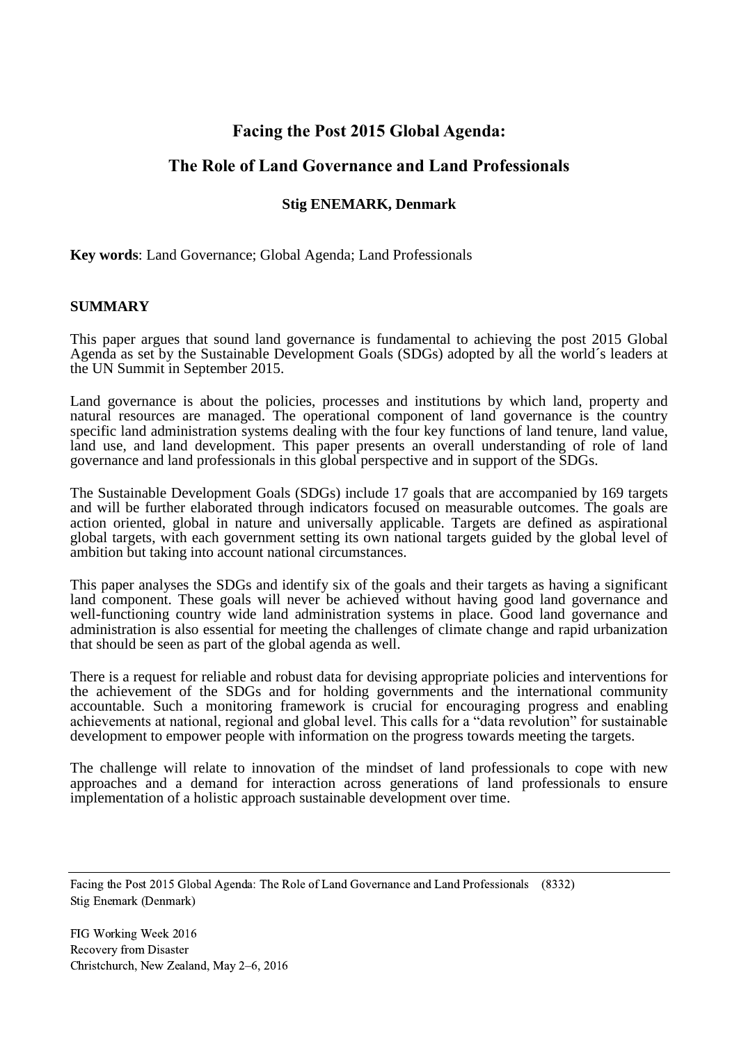# Facing the Post 2015 Global Agenda:

# The Role of Land Governance and Land Professionals

**Stig ENEMARK, Denmark**

**Key words**: Land Governance; Global Agenda; Land Professionals

## SUMMARY

This paper argues that sound land governance is fundamental to achieving the post 2015 Global Agenda as set by the Sustainable Development Goals (SDGs) adopted by all the world´s leaders at the UN Summit in September 2015.

Land governance is about the policies, processes and institutions by which land, property and natural resources are managed. The operational component of land governance is the country specific land administration systems dealing with the four key functions of land tenure, land value, land use, and land development. This paper presents an overall understanding of role of land governance and land professionals in this global perspective and in support of the SDGs.

The Sustainable Development Goals (SDGs) include 17 goals that are accompanied by 169 targets and will be further elaborated through indicators focused on measurable outcomes. The goals are action oriented, global in nature and universally applicable. Targets are defined as aspirational global targets, with each government setting its own national targets guided by the global level of ambition but taking into account national circumstances.

This paper analyses the SDGs and identify six of the goals and their targets as having a significant land component. These goals will never be achieved without having good land governance and well-functioning country wide land administration systems in place. Good land governance and administration is also essential for meeting the challenges of climate change and rapid urbanization that should be seen as part of the global agenda as well.

There is a request for reliable and robust data for devising appropriate policies and interventions for the achievement of the SDGs and for holding governments and the international community accountable. Such a monitoring framework is crucial for encouraging progress and enabling achievements at national, regional and global level. This calls for a "data revolution" for sustainable development to empower people with information on the progress towards meeting the targets.

The challenge will relate to innovation of the mindset of land professionals to cope with new approaches and a demand for interaction across generations of land professionals to ensure implementation of a holistic approach sustainable development over time.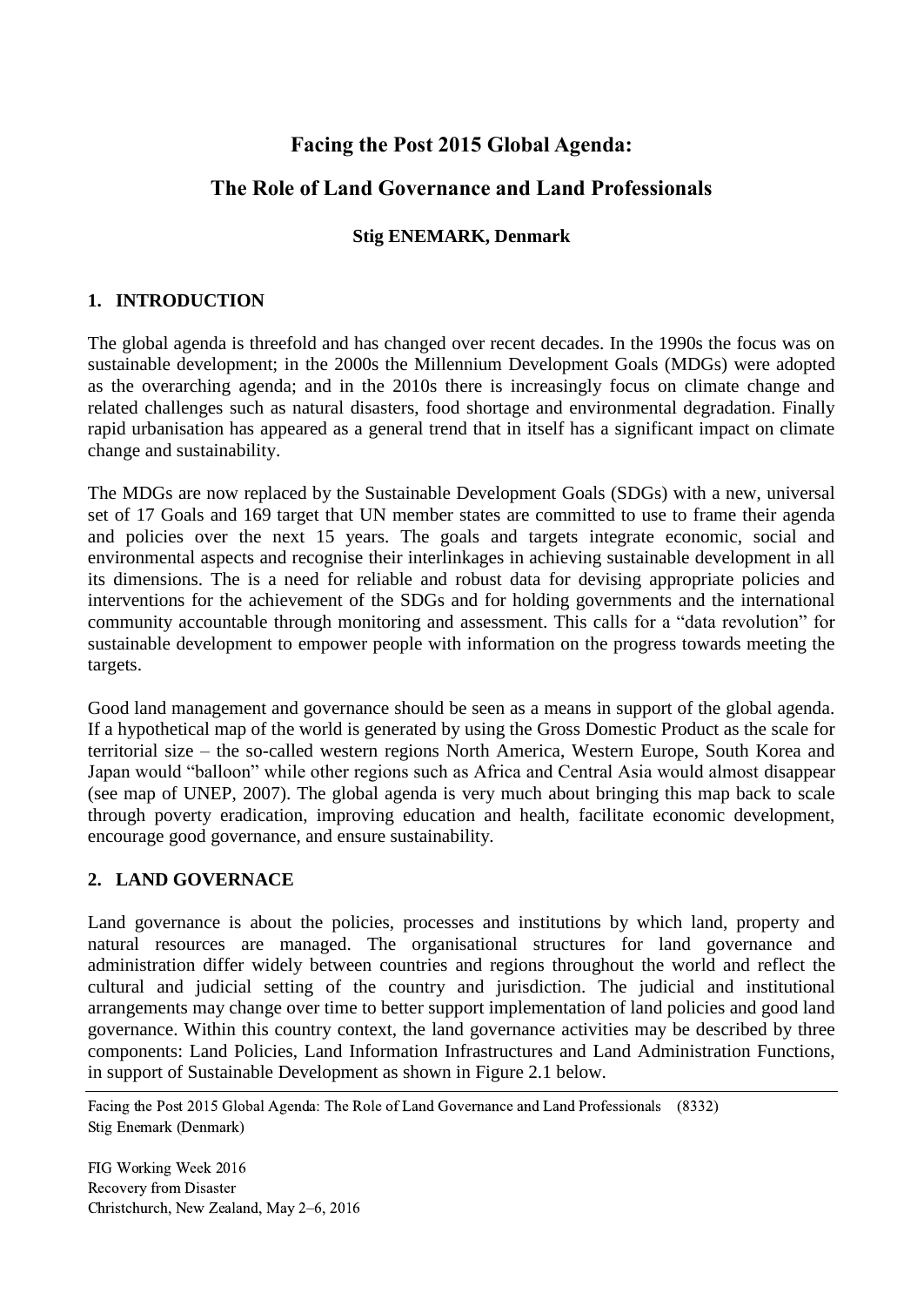# Facing the Post 2015 Global Agenda:

# The Role of Land Governance and Land Professionals

**Stig ENEMARK, Denmark**

## 1. INTRODUCTION

The global agenda is threefold and has changed over recent decades. In the 1990s the focus was on sustainable development; in the 2000s the Millennium Development Goals (MDGs) were adopted as the overarching agenda; and in the 2010s there is increasingly focus on climate change and related challenges such as natural disasters, food shortage and environmental degradation. Finally rapid urbanisation has appeared as a general trend that in itself has a significant impact on climate change and sustainability.

The MDGs are now replaced by the Sustainable Development Goals (SDGs) with a new, universal set of 17 Goals and 169 target that UN member states are committed to use to frame their agenda and policies over the next 15 years. The goals and targets integrate economic, social and environmental aspects and recognise their interlinkages in achieving sustainable development in all its dimensions. The is a need for reliable and robust data for devising appropriate policies and interventions for the achievement of the SDGs and for holding governments and the international community accountable through monitoring and assessment. This calls for a "data revolution" for sustainable development to empower people with information on the progress towards meeting the targets.

Good land management and governance should be seen as a means in support of the global agenda. If a hypothetical map of the world is generated by using the Gross Domestic Product as the scale for territorial size – the so-called western regions North America, Western Europe, South Korea and Japan would "balloon" while other regions such as Africa and Central Asia would almost disappear (see map of UNEP, 2007). The global agenda is very much about bringing this map back to scale through poverty eradication, improving education and health, facilitate economic development, encourage good governance, and ensure sustainability.

## 2. LAND GOVERNACE

Land governance is about the policies, processes and institutions by which land, property and natural resources are managed. The organisational structures for land governance and administration differ widely between countries and regions throughout the world and reflect the cultural and judicial setting of the country and jurisdiction. The judicial and institutional arrangements may change over time to better support implementation of land policies and good land governance. Within this country context, the land governance activities may be described by three components: Land Policies, Land Information Infrastructures and Land Administration Functions, in support of Sustainable Development as shown in Figure 2.1 below.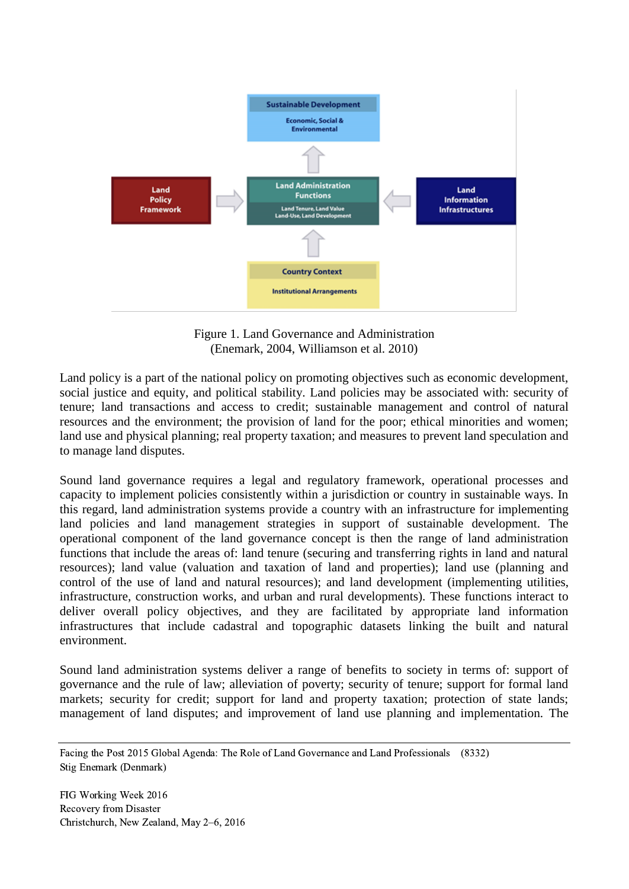Figure 1. Land Governance and Administration
(Enemark, 2004, Williamson et al. 2010)

Land policy is a part of the national policy on promoting objectives such as economic development, social justice and equity, and political stability. Land policies may be associated with: security of tenure; land transactions and access to credit; sustainable management and control of natural resources and the environment; the provision of land for the poor; ethical minorities and women; land use and physical planning; real property taxation; and measures to prevent land speculation and to manage land disputes.

Sound land governance requires a legal and regulatory framework, operational processes and capacity to implement policies consistently within a jurisdiction or country in sustainable ways. In this regard, land administration systems provide a country with an infrastructure for implementing land policies and land management strategies in support of sustainable development. The operational component of the land governance concept is then the range of land administration functions that include the areas of: land tenure (securing and transferring rights in land and natural resources); land value (valuation and taxation of land and properties); land use (planning and control of the use of land and natural resources); and land development (implementing utilities, infrastructure, construction works, and urban and rural developments). These functions interact to deliver overall policy objectives, and they are facilitated by appropriate land information infrastructures that include cadastral and topographic datasets linking the built and natural environment.

Sound land administration systems deliver a range of benefits to society in terms of: support of governance and the rule of law; alleviation of poverty; security of tenure; support for formal land markets; security for credit; support for land and property taxation; protection of state lands; management of land disputes; and improvement of land use planning and implementation. The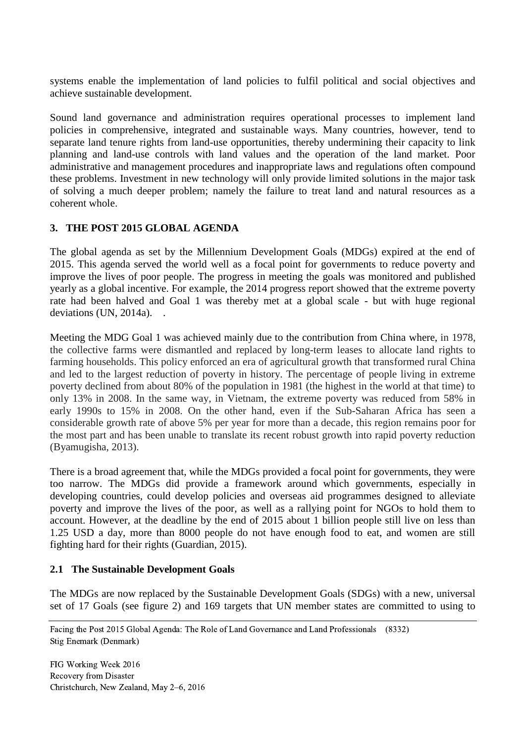systems enable the implementation of land policies to fulfil political and social objectives and achieve sustainable development.

Sound land governance and administration requires operational processes to implement land policies in comprehensive, integrated and sustainable ways. Many countries, however, tend to separate land tenure rights from land-use opportunities, thereby undermining their capacity to link planning and land-use controls with land values and the operation of the land market. Poor administrative and management procedures and inappropriate laws and regulations often compound these problems. Investment in new technology will only provide limited solutions in the major task of solving a much deeper problem; namely the failure to treat land and natural resources as a coherent whole.

## 3. THE POST 2015 GLOBAL AGENDA

The global agenda as set by the Millennium Development Goals (MDGs) expired at the end of 2015. This agenda served the world well as a focal point for governments to reduce poverty and improve the lives of poor people. The progress in meeting the goals was monitored and published yearly as a global incentive. For example, the 2014 progress report showed that the extreme poverty rate had been halved and Goal 1 was thereby met at a global scale - but with huge regional deviations (UN, 2014a). .

Meeting the MDG Goal 1 was achieved mainly due to the contribution from China where, in 1978, the collective farms were dismantled and replaced by long-term leases to allocate land rights to farming households. This policy enforced an era of agricultural growth that transformed rural China and led to the largest reduction of poverty in history. The percentage of people living in extreme poverty declined from about 80% of the population in 1981 (the highest in the world at that time) to only 13% in 2008. In the same way, in Vietnam, the extreme poverty was reduced from 58% in early 1990s to 15% in 2008. On the other hand, even if the Sub-Saharan Africa has seen a considerable growth rate of above 5% per year for more than a decade, this region remains poor for the most part and has been unable to translate its recent robust growth into rapid poverty reduction (Byamugisha, 2013).

There is a broad agreement that, while the MDGs provided a focal point for governments, they were too narrow. The MDGs did provide a framework around which governments, especially in developing countries, could develop policies and overseas aid programmes designed to alleviate poverty and improve the lives of the poor, as well as a rallying point for NGOs to hold them to account. However, at the deadline by the end of 2015 about 1 billion people still live on less than 1.25 USD a day, more than 8000 people do not have enough food to eat, and women are still fighting hard for their rights (Guardian, 2015).

### 2.1 The Sustainable Development Goals

The MDGs are now replaced by the Sustainable Development Goals (SDGs) with a new, universal set of 17 Goals (see figure 2) and 169 targets that UN member states are committed to using to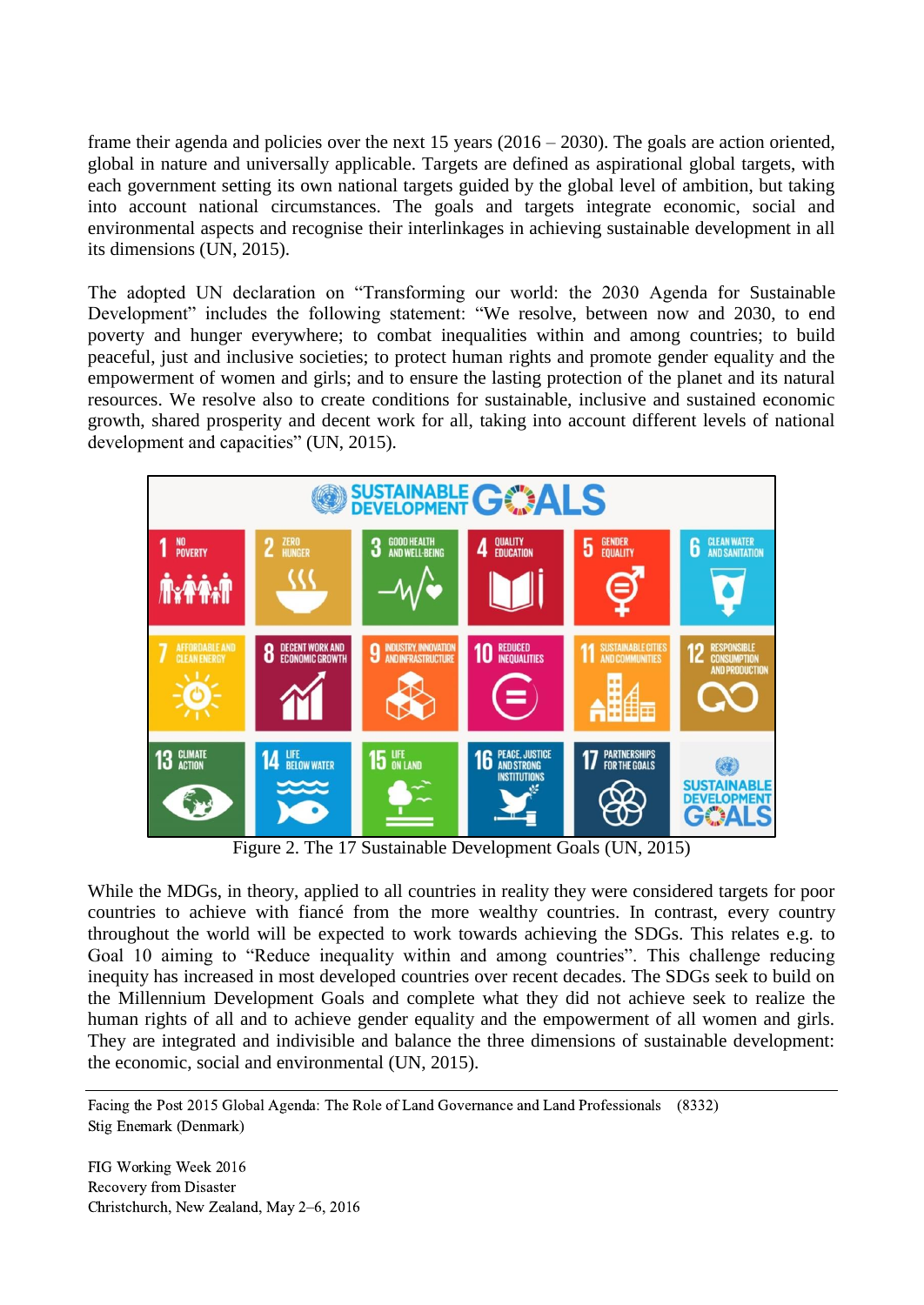frame their agenda and policies over the next 15 years (2016 – 2030). The goals are action oriented, global in nature and universally applicable. Targets are defined as aspirational global targets, with each government setting its own national targets guided by the global level of ambition, but taking into account national circumstances. The goals and targets integrate economic, social and environmental aspects and recognise their interlinkages in achieving sustainable development in all its dimensions (UN, 2015).

The adopted UN declaration on "Transforming our world: the 2030 Agenda for Sustainable Development" includes the following statement: "We resolve, between now and 2030, to end poverty and hunger everywhere; to combat inequalities within and among countries; to build peaceful, just and inclusive societies; to protect human rights and promote gender equality and the empowerment of women and girls; and to ensure the lasting protection of the planet and its natural resources. We resolve also to create conditions for sustainable, inclusive and sustained economic growth, shared prosperity and decent work for all, taking into account different levels of national development and capacities" (UN, 2015).

Figure 2. The 17 Sustainable Development Goals (UN, 2015)

While the MDGs, in theory, applied to all countries in reality they were considered targets for poor countries to achieve with fiancé from the more wealthy countries. In contrast, every country throughout the world will be expected to work towards achieving the SDGs. This relates e.g. to Goal 10 aiming to "Reduce inequality within and among countries". This challenge reducing inequity has increased in most developed countries over recent decades. The SDGs seek to build on the Millennium Development Goals and complete what they did not achieve seek to realize the human rights of all and to achieve gender equality and the empowerment of all women and girls. They are integrated and indivisible and balance the three dimensions of sustainable development: the economic, social and environmental (UN, 2015).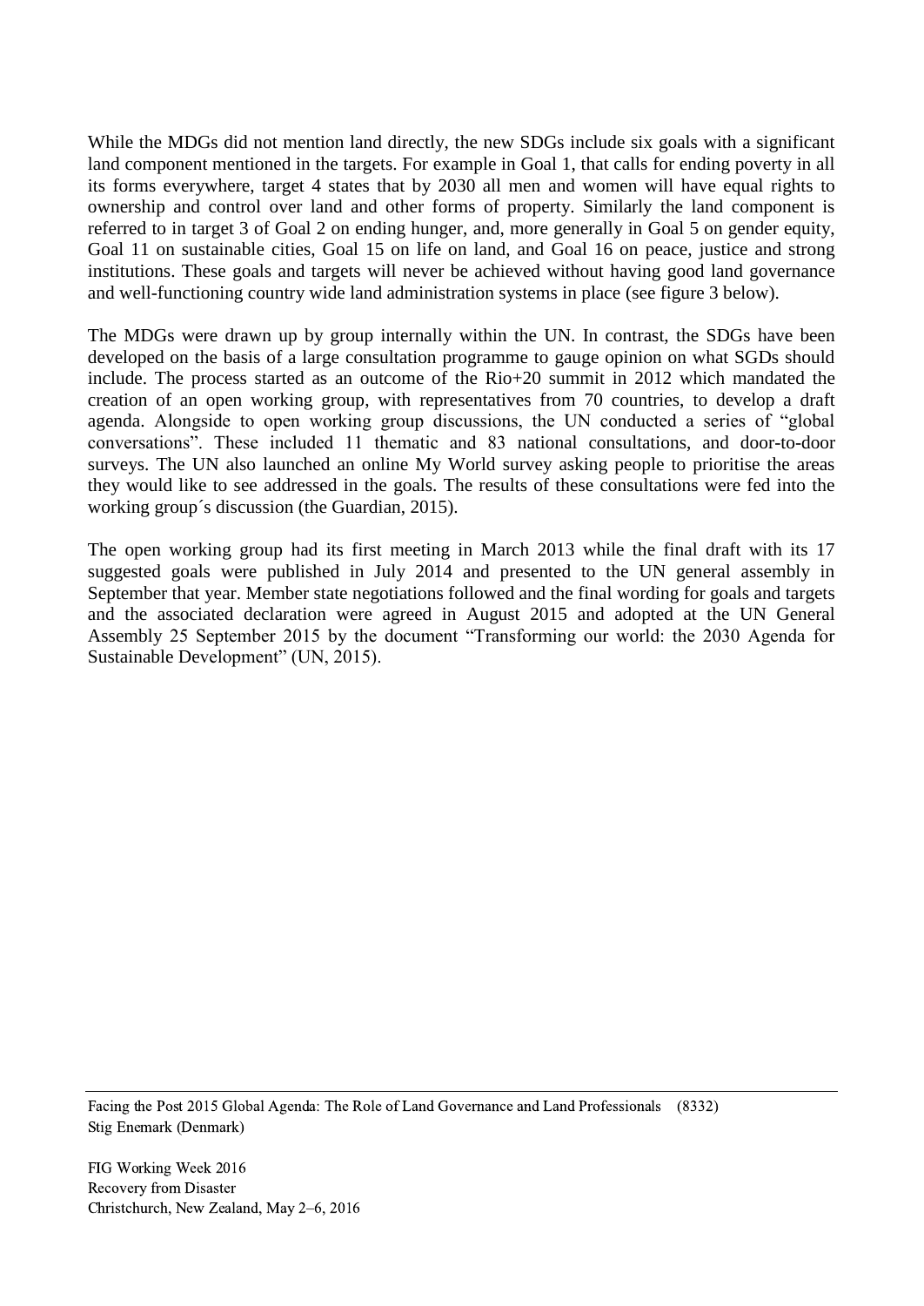While the MDGs did not mention land directly, the new SDGs include six goals with a significant land component mentioned in the targets. For example in Goal 1, that calls for ending poverty in all its forms everywhere, target 4 states that by 2030 all men and women will have equal rights to ownership and control over land and other forms of property. Similarly the land component is referred to in target 3 of Goal 2 on ending hunger, and, more generally in Goal 5 on gender equity, Goal 11 on sustainable cities, Goal 15 on life on land, and Goal 16 on peace, justice and strong institutions. These goals and targets will never be achieved without having good land governance and well-functioning country wide land administration systems in place (see figure 3 below).

The MDGs were drawn up by group internally within the UN. In contrast, the SDGs have been developed on the basis of a large consultation programme to gauge opinion on what SGDs should include. The process started as an outcome of the Rio+20 summit in 2012 which mandated the creation of an open working group, with representatives from 70 countries, to develop a draft agenda. Alongside to open working group discussions, the UN conducted a series of "global conversations". These included 11 thematic and 83 national consultations, and door-to-door surveys. The UN also launched an online My World survey asking people to prioritise the areas they would like to see addressed in the goals. The results of these consultations were fed into the working group´s discussion (the Guardian, 2015).

The open working group had its first meeting in March 2013 while the final draft with its 17 suggested goals were published in July 2014 and presented to the UN general assembly in September that year. Member state negotiations followed and the final wording for goals and targets and the associated declaration were agreed in August 2015 and adopted at the UN General Assembly 25 September 2015 by the document "Transforming our world: the 2030 Agenda for Sustainable Development" (UN, 2015).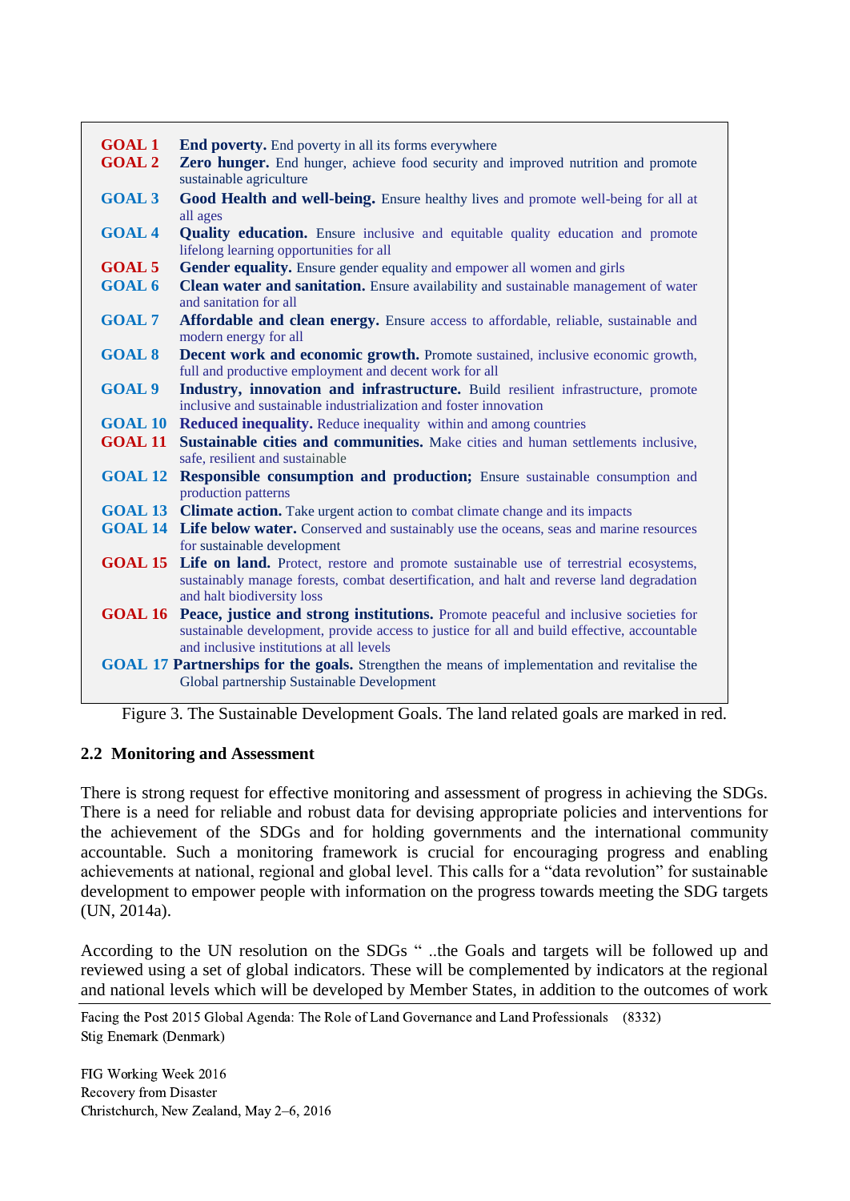**GOAL 1** **End poverty.** End poverty in all its forms everywhere

**GOAL 2** **Zero hunger.** End hunger, achieve food security and improved nutrition and promote sustainable agriculture

**GOAL 3** **Good Health and well-being.** Ensure healthy lives and promote well-being for all at all ages

**GOAL 4** **Quality education.** Ensure inclusive and equitable quality education and promote lifelong learning opportunities for all

**GOAL 5** **Gender equality.** Ensure gender equality and empower all women and girls

**GOAL 6** **Clean water and sanitation.** Ensure availability and sustainable management of water and sanitation for all

**GOAL 7** **Affordable and clean energy.** Ensure access to affordable, reliable, sustainable and modern energy for all

**GOAL 8** **Decent work and economic growth.** Promote sustained, inclusive economic growth, full and productive employment and decent work for all

**GOAL 9** **Industry, innovation and infrastructure.** Build resilient infrastructure, promote inclusive and sustainable industrialization and foster innovation

**GOAL 10** **Reduced inequality.** Reduce inequality within and among countries

**GOAL 11** **Sustainable cities and communities.** Make cities and human settlements inclusive, safe, resilient and sustainable

**GOAL 12** **Responsible consumption and production;** Ensure sustainable consumption and production patterns

**GOAL 13** **Climate action.** Take urgent action to combat climate change and its impacts

**GOAL 14** **Life below water.** Conserved and sustainably use the oceans, seas and marine resources for sustainable development

**GOAL 15** **Life on land.** Protect, restore and promote sustainable use of terrestrial ecosystems, sustainably manage forests, combat desertification, and halt and reverse land degradation and halt biodiversity loss

**GOAL 16** **Peace, justice and strong institutions.** Promote peaceful and inclusive societies for sustainable development, provide access to justice for all and build effective, accountable and inclusive institutions at all levels

**GOAL 17** **Partnerships for the goals.** Strengthen the means of implementation and revitalise the Global partnership Sustainable Development

Figure 3. The Sustainable Development Goals. The land related goals are marked in red.

## 2.2 Monitoring and Assessment

There is strong request for effective monitoring and assessment of progress in achieving the SDGs. There is a need for reliable and robust data for devising appropriate policies and interventions for the achievement of the SDGs and for holding governments and the international community accountable. Such a monitoring framework is crucial for encouraging progress and enabling achievements at national, regional and global level. This calls for a "data revolution" for sustainable development to empower people with information on the progress towards meeting the SDG targets (UN, 2014a).

According to the UN resolution on the SDGs " ..the Goals and targets will be followed up and reviewed using a set of global indicators. These will be complemented by indicators at the regional and national levels which will be developed by Member States, in addition to the outcomes of work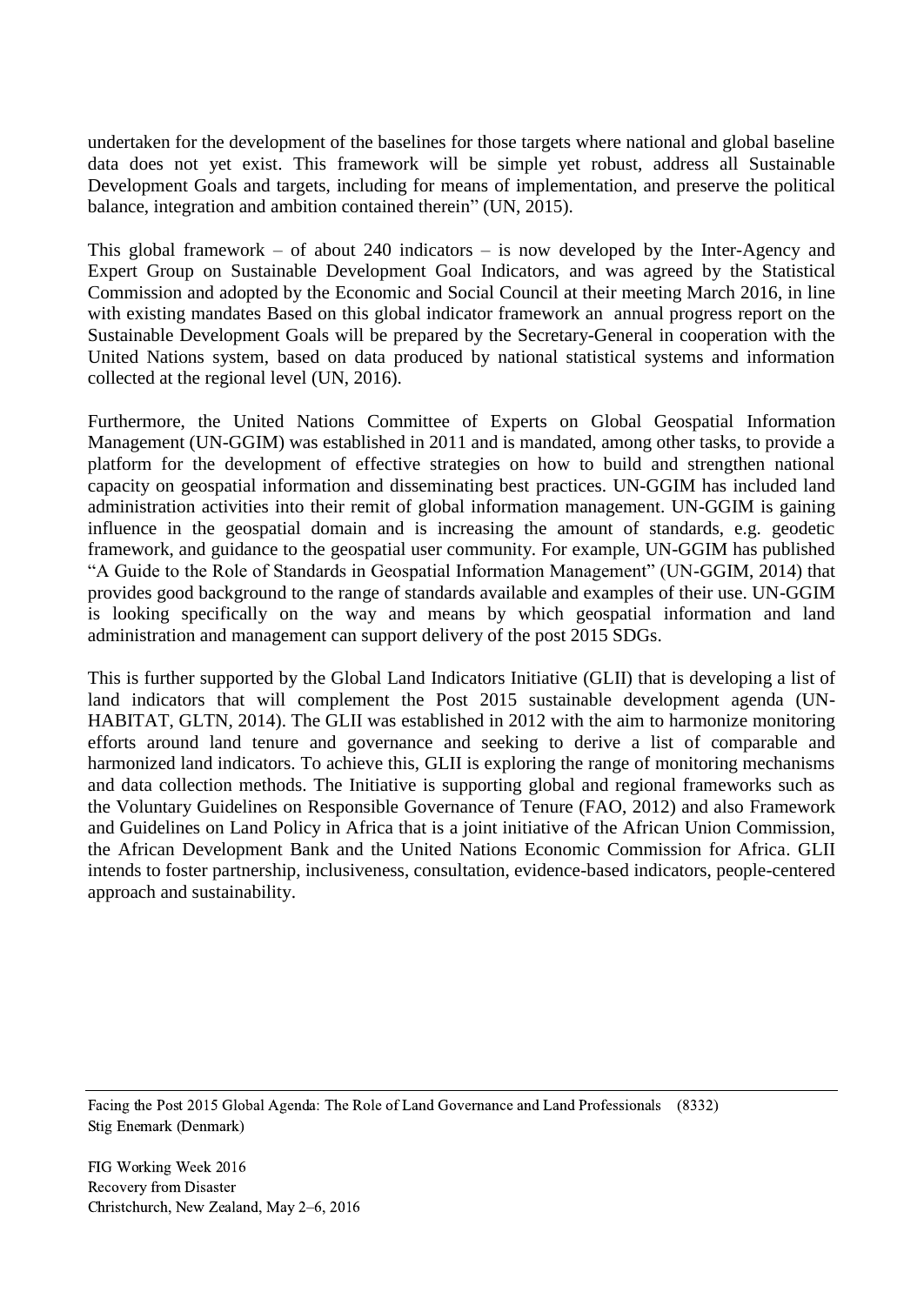undertaken for the development of the baselines for those targets where national and global baseline data does not yet exist. This framework will be simple yet robust, address all Sustainable Development Goals and targets, including for means of implementation, and preserve the political balance, integration and ambition contained therein" (UN, 2015).

This global framework – of about 240 indicators – is now developed by the Inter-Agency and Expert Group on Sustainable Development Goal Indicators, and was agreed by the Statistical Commission and adopted by the Economic and Social Council at their meeting March 2016, in line with existing mandates Based on this global indicator framework an annual progress report on the Sustainable Development Goals will be prepared by the Secretary-General in cooperation with the United Nations system, based on data produced by national statistical systems and information collected at the regional level (UN, 2016).

Furthermore, the United Nations Committee of Experts on Global Geospatial Information Management (UN-GGIM) was established in 2011 and is mandated, among other tasks, to provide a platform for the development of effective strategies on how to build and strengthen national capacity on geospatial information and disseminating best practices. UN-GGIM has included land administration activities into their remit of global information management. UN-GGIM is gaining influence in the geospatial domain and is increasing the amount of standards, e.g. geodetic framework, and guidance to the geospatial user community. For example, UN-GGIM has published "A Guide to the Role of Standards in Geospatial Information Management" (UN-GGIM, 2014) that provides good background to the range of standards available and examples of their use. UN-GGIM is looking specifically on the way and means by which geospatial information and land administration and management can support delivery of the post 2015 SDGs.

This is further supported by the Global Land Indicators Initiative (GLII) that is developing a list of land indicators that will complement the Post 2015 sustainable development agenda (UN-HABITAT, GLTN, 2014). The GLII was established in 2012 with the aim to harmonize monitoring efforts around land tenure and governance and seeking to derive a list of comparable and harmonized land indicators. To achieve this, GLII is exploring the range of monitoring mechanisms and data collection methods. The Initiative is supporting global and regional frameworks such as the Voluntary Guidelines on Responsible Governance of Tenure (FAO, 2012) and also Framework and Guidelines on Land Policy in Africa that is a joint initiative of the African Union Commission, the African Development Bank and the United Nations Economic Commission for Africa. GLII intends to foster partnership, inclusiveness, consultation, evidence-based indicators, people-centered approach and sustainability.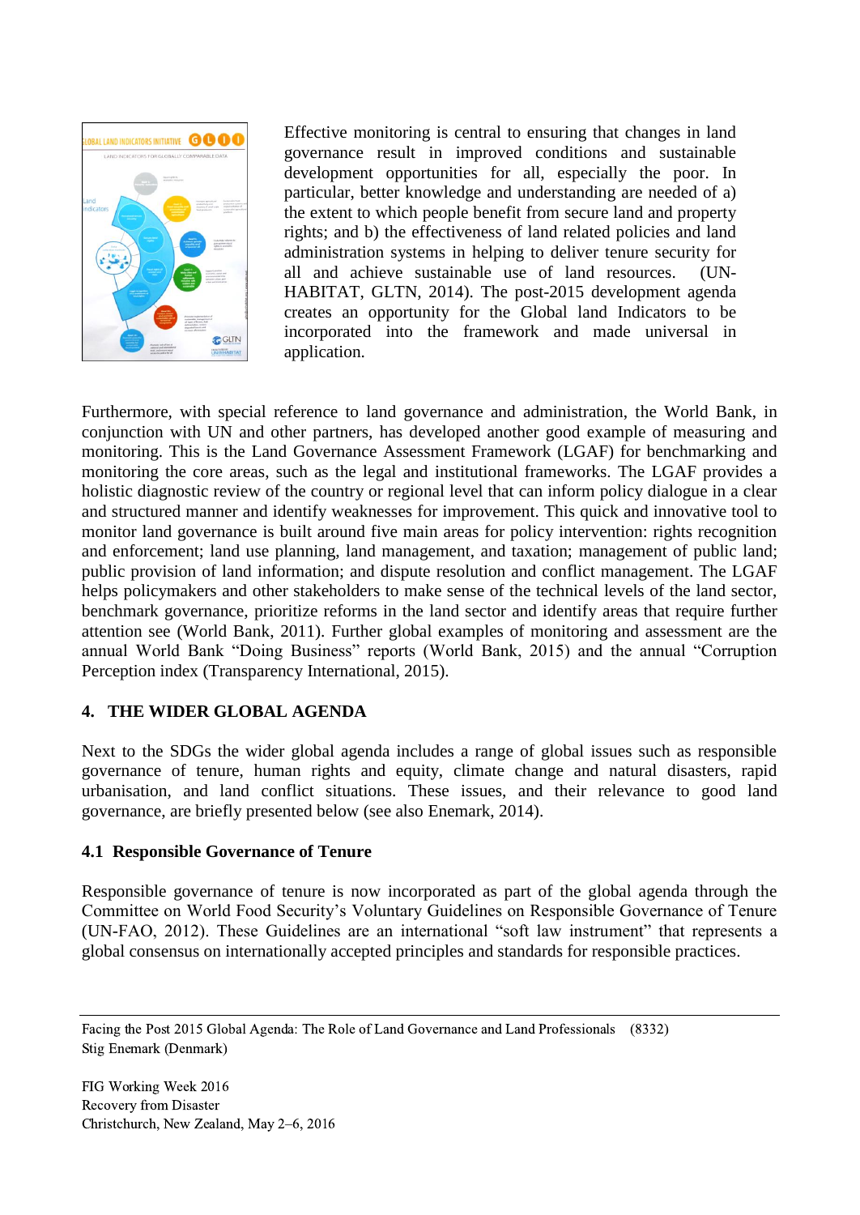Effective monitoring is central to ensuring that changes in land governance result in improved conditions and sustainable development opportunities for all, especially the poor. In particular, better knowledge and understanding are needed of a) the extent to which people benefit from secure land and property rights; and b) the effectiveness of land related policies and land administration systems in helping to deliver tenure security for all and achieve sustainable use of land resources. (UN-HABITAT, GLTN, 2014). The post-2015 development agenda creates an opportunity for the Global land Indicators to be incorporated into the framework and made universal in application.

Furthermore, with special reference to land governance and administration, the World Bank, in conjunction with UN and other partners, has developed another good example of measuring and monitoring. This is the Land Governance Assessment Framework (LGAF) for benchmarking and monitoring the core areas, such as the legal and institutional frameworks. The LGAF provides a holistic diagnostic review of the country or regional level that can inform policy dialogue in a clear and structured manner and identify weaknesses for improvement. This quick and innovative tool to monitor land governance is built around five main areas for policy intervention: rights recognition and enforcement; land use planning, land management, and taxation; management of public land; public provision of land information; and dispute resolution and conflict management. The LGAF helps policymakers and other stakeholders to make sense of the technical levels of the land sector, benchmark governance, prioritize reforms in the land sector and identify areas that require further attention see (World Bank, 2011). Further global examples of monitoring and assessment are the annual World Bank "Doing Business" reports (World Bank, 2015) and the annual "Corruption Perception index (Transparency International, 2015).

## 4. THE WIDER GLOBAL AGENDA

Next to the SDGs the wider global agenda includes a range of global issues such as responsible governance of tenure, human rights and equity, climate change and natural disasters, rapid urbanisation, and land conflict situations. These issues, and their relevance to good land governance, are briefly presented below (see also Enemark, 2014).

### 4.1 Responsible Governance of Tenure

Responsible governance of tenure is now incorporated as part of the global agenda through the Committee on World Food Security's Voluntary Guidelines on Responsible Governance of Tenure (UN-FAO, 2012). These Guidelines are an international "soft law instrument" that represents a global consensus on internationally accepted principles and standards for responsible practices.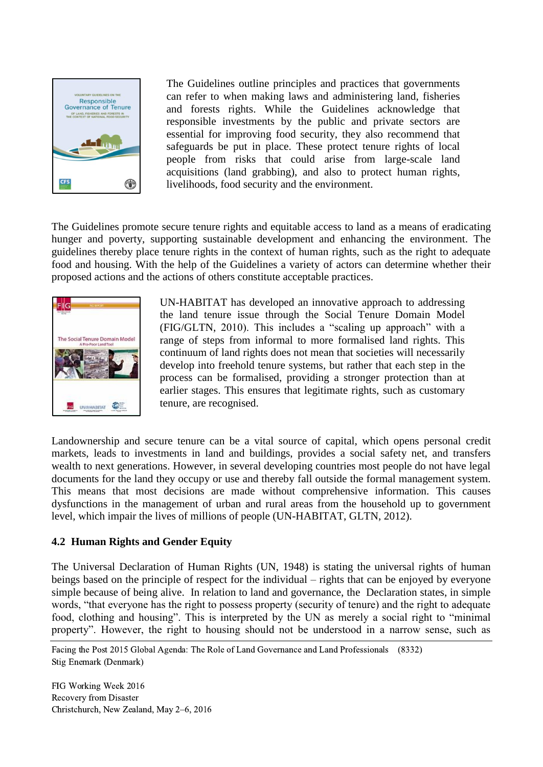The Guidelines outline principles and practices that governments can refer to when making laws and administering land, fisheries and forests rights. While the Guidelines acknowledge that responsible investments by the public and private sectors are essential for improving food security, they also recommend that safeguards be put in place. These protect tenure rights of local people from risks that could arise from large-scale land acquisitions (land grabbing), and also to protect human rights, livelihoods, food security and the environment.

The Guidelines promote secure tenure rights and equitable access to land as a means of eradicating hunger and poverty, supporting sustainable development and enhancing the environment. The guidelines thereby place tenure rights in the context of human rights, such as the right to adequate food and housing. With the help of the Guidelines a variety of actors can determine whether their proposed actions and the actions of others constitute acceptable practices.

UN-HABITAT has developed an innovative approach to addressing the land tenure issue through the Social Tenure Domain Model (FIG/GLTN, 2010). This includes a "scaling up approach" with a range of steps from informal to more formalised land rights. This continuum of land rights does not mean that societies will necessarily develop into freehold tenure systems, but rather that each step in the process can be formalised, providing a stronger protection than at earlier stages. This ensures that legitimate rights, such as customary tenure, are recognised.

Landownership and secure tenure can be a vital source of capital, which opens personal credit markets, leads to investments in land and buildings, provides a social safety net, and transfers wealth to next generations. However, in several developing countries most people do not have legal documents for the land they occupy or use and thereby fall outside the formal management system. This means that most decisions are made without comprehensive information. This causes dysfunctions in the management of urban and rural areas from the household up to government level, which impair the lives of millions of people (UN-HABITAT, GLTN, 2012).

### 4.2 Human Rights and Gender Equity

The Universal Declaration of Human Rights (UN, 1948) is stating the universal rights of human beings based on the principle of respect for the individual – rights that can be enjoyed by everyone simple because of being alive. In relation to land and governance, the Declaration states, in simple words, "that everyone has the right to possess property (security of tenure) and the right to adequate food, clothing and housing". This is interpreted by the UN as merely a social right to "minimal property". However, the right to housing should not be understood in a narrow sense, such as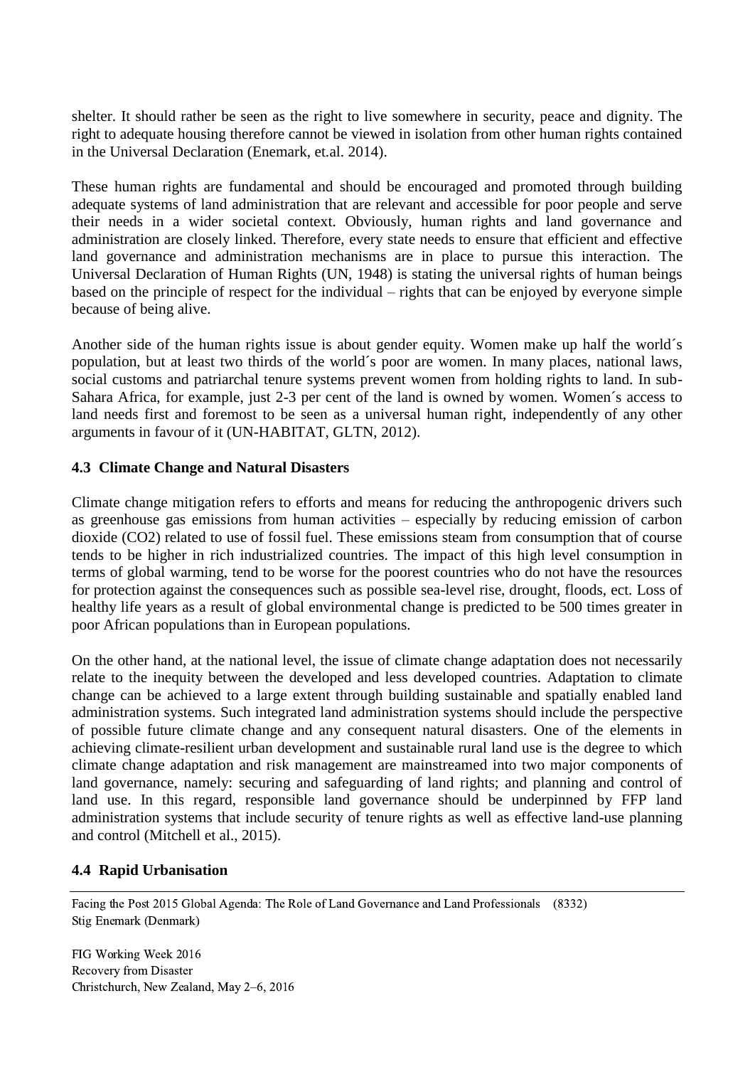shelter. It should rather be seen as the right to live somewhere in security, peace and dignity. The right to adequate housing therefore cannot be viewed in isolation from other human rights contained in the Universal Declaration (Enemark, et.al. 2014).

These human rights are fundamental and should be encouraged and promoted through building adequate systems of land administration that are relevant and accessible for poor people and serve their needs in a wider societal context. Obviously, human rights and land governance and administration are closely linked. Therefore, every state needs to ensure that efficient and effective land governance and administration mechanisms are in place to pursue this interaction. The Universal Declaration of Human Rights (UN, 1948) is stating the universal rights of human beings based on the principle of respect for the individual – rights that can be enjoyed by everyone simple because of being alive.

Another side of the human rights issue is about gender equity. Women make up half the world´s population, but at least two thirds of the world´s poor are women. In many places, national laws, social customs and patriarchal tenure systems prevent women from holding rights to land. In sub-Sahara Africa, for example, just 2-3 per cent of the land is owned by women. Women´s access to land needs first and foremost to be seen as a universal human right, independently of any other arguments in favour of it (UN-HABITAT, GLTN, 2012).

### 4.3 Climate Change and Natural Disasters

Climate change mitigation refers to efforts and means for reducing the anthropogenic drivers such as greenhouse gas emissions from human activities – especially by reducing emission of carbon dioxide (CO2) related to use of fossil fuel. These emissions steam from consumption that of course tends to be higher in rich industrialized countries. The impact of this high level consumption in terms of global warming, tend to be worse for the poorest countries who do not have the resources for protection against the consequences such as possible sea-level rise, drought, floods, ect. Loss of healthy life years as a result of global environmental change is predicted to be 500 times greater in poor African populations than in European populations.

On the other hand, at the national level, the issue of climate change adaptation does not necessarily relate to the inequity between the developed and less developed countries. Adaptation to climate change can be achieved to a large extent through building sustainable and spatially enabled land administration systems. Such integrated land administration systems should include the perspective of possible future climate change and any consequent natural disasters. One of the elements in achieving climate-resilient urban development and sustainable rural land use is the degree to which climate change adaptation and risk management are mainstreamed into two major components of land governance, namely: securing and safeguarding of land rights; and planning and control of land use. In this regard, responsible land governance should be underpinned by FFP land administration systems that include security of tenure rights as well as effective land-use planning and control (Mitchell et al., 2015).

### 4.4 Rapid Urbanisation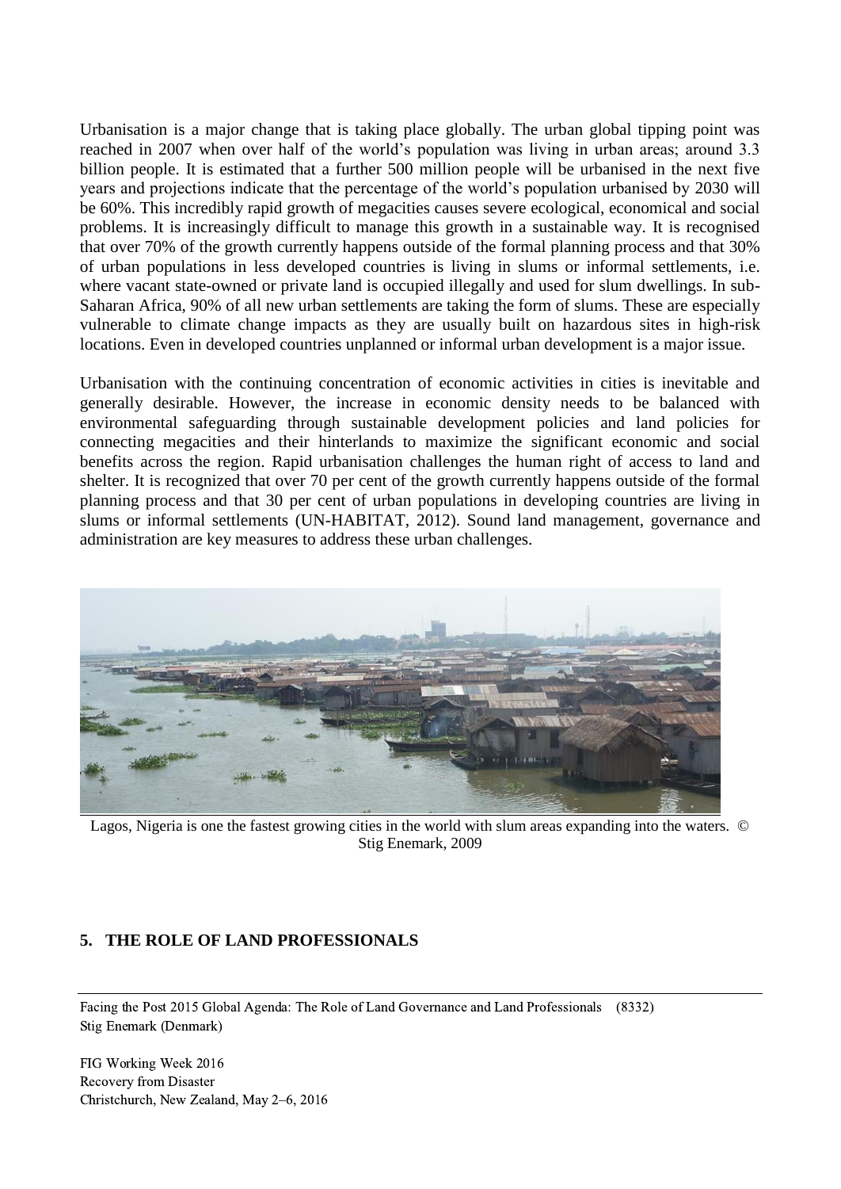Urbanisation is a major change that is taking place globally. The urban global tipping point was reached in 2007 when over half of the world's population was living in urban areas; around 3.3 billion people. It is estimated that a further 500 million people will be urbanised in the next five years and projections indicate that the percentage of the world's population urbanised by 2030 will be 60%. This incredibly rapid growth of megacities causes severe ecological, economical and social problems. It is increasingly difficult to manage this growth in a sustainable way. It is recognised that over 70% of the growth currently happens outside of the formal planning process and that 30% of urban populations in less developed countries is living in slums or informal settlements, i.e. where vacant state-owned or private land is occupied illegally and used for slum dwellings. In sub-Saharan Africa, 90% of all new urban settlements are taking the form of slums. These are especially vulnerable to climate change impacts as they are usually built on hazardous sites in high-risk locations. Even in developed countries unplanned or informal urban development is a major issue.

Urbanisation with the continuing concentration of economic activities in cities is inevitable and generally desirable. However, the increase in economic density needs to be balanced with environmental safeguarding through sustainable development policies and land policies for connecting megacities and their hinterlands to maximize the significant economic and social benefits across the region. Rapid urbanisation challenges the human right of access to land and shelter. It is recognized that over 70 per cent of the growth currently happens outside of the formal planning process and that 30 per cent of urban populations in developing countries are living in slums or informal settlements (UN-HABITAT, 2012). Sound land management, governance and administration are key measures to address these urban challenges.

Lagos, Nigeria is one the fastest growing cities in the world with slum areas expanding into the waters. © Stig Enemark, 2009

## 5. THE ROLE OF LAND PROFESSIONALS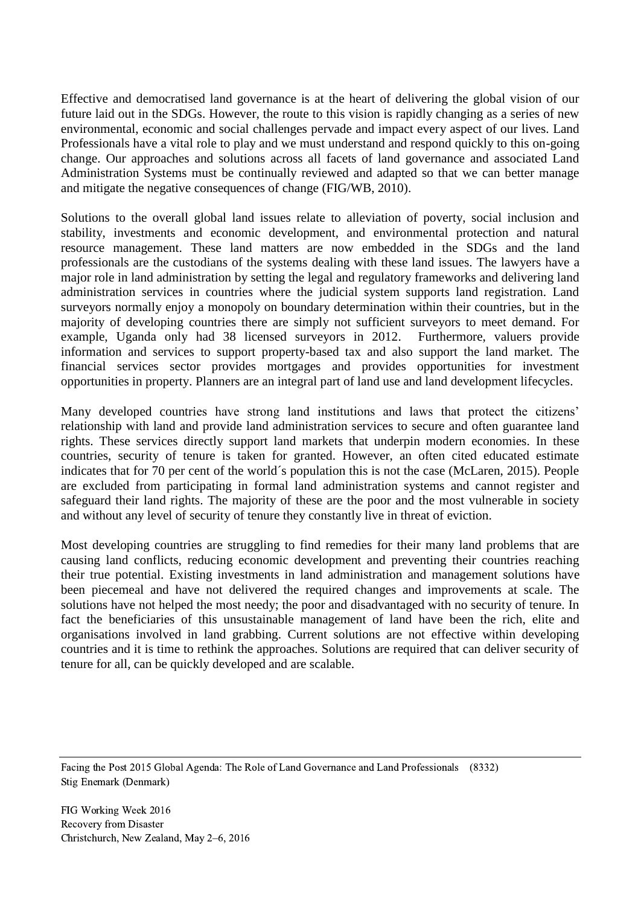Effective and democratised land governance is at the heart of delivering the global vision of our future laid out in the SDGs. However, the route to this vision is rapidly changing as a series of new environmental, economic and social challenges pervade and impact every aspect of our lives. Land Professionals have a vital role to play and we must understand and respond quickly to this on-going change. Our approaches and solutions across all facets of land governance and associated Land Administration Systems must be continually reviewed and adapted so that we can better manage and mitigate the negative consequences of change (FIG/WB, 2010).

Solutions to the overall global land issues relate to alleviation of poverty, social inclusion and stability, investments and economic development, and environmental protection and natural resource management. These land matters are now embedded in the SDGs and the land professionals are the custodians of the systems dealing with these land issues. The lawyers have a major role in land administration by setting the legal and regulatory frameworks and delivering land administration services in countries where the judicial system supports land registration. Land surveyors normally enjoy a monopoly on boundary determination within their countries, but in the majority of developing countries there are simply not sufficient surveyors to meet demand. For example, Uganda only had 38 licensed surveyors in 2012. Furthermore, valuers provide information and services to support property-based tax and also support the land market. The financial services sector provides mortgages and provides opportunities for investment opportunities in property. Planners are an integral part of land use and land development lifecycles.

Many developed countries have strong land institutions and laws that protect the citizens' relationship with land and provide land administration services to secure and often guarantee land rights. These services directly support land markets that underpin modern economies. In these countries, security of tenure is taken for granted. However, an often cited educated estimate indicates that for 70 per cent of the world´s population this is not the case (McLaren, 2015). People are excluded from participating in formal land administration systems and cannot register and safeguard their land rights. The majority of these are the poor and the most vulnerable in society and without any level of security of tenure they constantly live in threat of eviction.

Most developing countries are struggling to find remedies for their many land problems that are causing land conflicts, reducing economic development and preventing their countries reaching their true potential. Existing investments in land administration and management solutions have been piecemeal and have not delivered the required changes and improvements at scale. The solutions have not helped the most needy; the poor and disadvantaged with no security of tenure. In fact the beneficiaries of this unsustainable management of land have been the rich, elite and organisations involved in land grabbing. Current solutions are not effective within developing countries and it is time to rethink the approaches. Solutions are required that can deliver security of tenure for all, can be quickly developed and are scalable.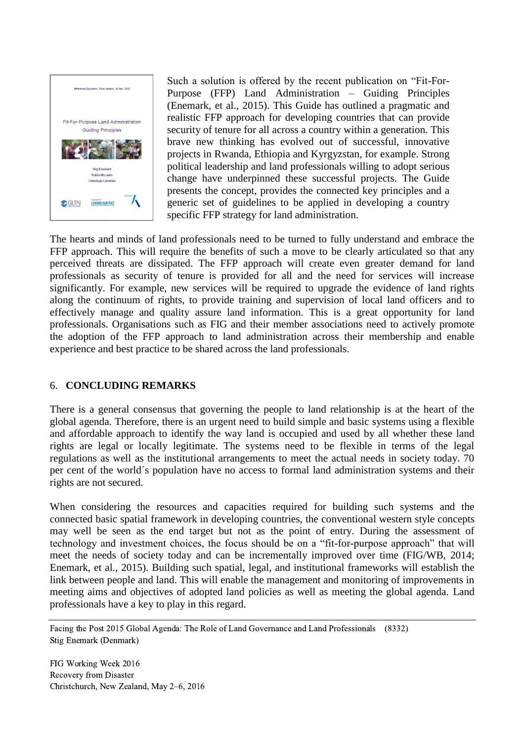Such a solution is offered by the recent publication on "Fit-For-Purpose (FFP) Land Administration – Guiding Principles (Enemark, et al., 2015). This Guide has outlined a pragmatic and realistic FFP approach for developing countries that can provide security of tenure for all across a country within a generation. This brave new thinking has evolved out of successful, innovative projects in Rwanda, Ethiopia and Kyrgyzstan, for example. Strong political leadership and land professionals willing to adopt serious change have underpinned these successful projects. The Guide presents the concept, provides the connected key principles and a generic set of guidelines to be applied in developing a country specific FFP strategy for land administration.

The hearts and minds of land professionals need to be turned to fully understand and embrace the FFP approach. This will require the benefits of such a move to be clearly articulated so that any perceived threats are dissipated. The FFP approach will create even greater demand for land professionals as security of tenure is provided for all and the need for services will increase significantly. For example, new services will be required to upgrade the evidence of land rights along the continuum of rights, to provide training and supervision of local land officers and to effectively manage and quality assure land information. This is a great opportunity for land professionals. Organisations such as FIG and their member associations need to actively promote the adoption of the FFP approach to land administration across their membership and enable experience and best practice to be shared across the land professionals.

## 6. CONCLUDING REMARKS

There is a general consensus that governing the people to land relationship is at the heart of the global agenda. Therefore, there is an urgent need to build simple and basic systems using a flexible and affordable approach to identify the way land is occupied and used by all whether these land rights are legal or locally legitimate. The systems need to be flexible in terms of the legal regulations as well as the institutional arrangements to meet the actual needs in society today. 70 per cent of the world´s population have no access to formal land administration systems and their rights are not secured.

When considering the resources and capacities required for building such systems and the connected basic spatial framework in developing countries, the conventional western style concepts may well be seen as the end target but not as the point of entry. During the assessment of technology and investment choices, the focus should be on a "fit-for-purpose approach" that will meet the needs of society today and can be incrementally improved over time (FIG/WB, 2014; Enemark, et al., 2015). Building such spatial, legal, and institutional frameworks will establish the link between people and land. This will enable the management and monitoring of improvements in meeting aims and objectives of adopted land policies as well as meeting the global agenda. Land professionals have a key to play in this regard.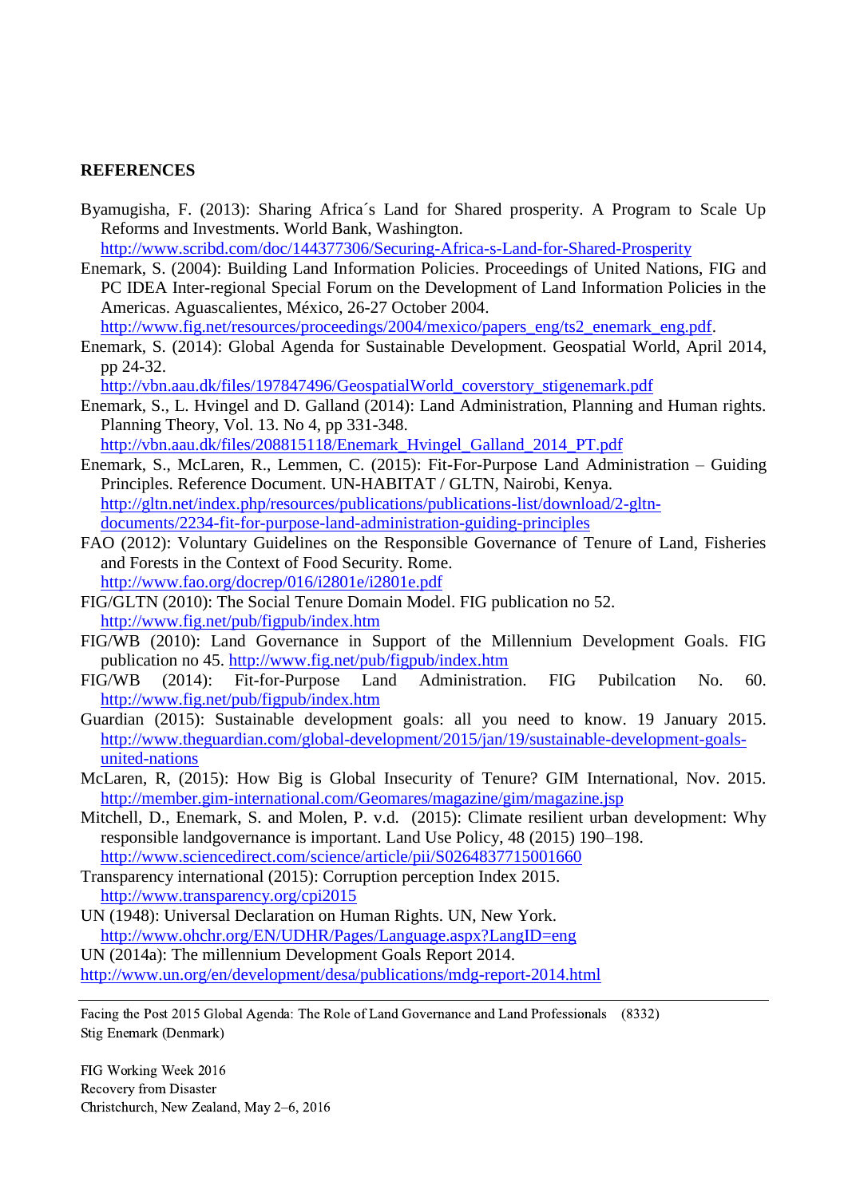**REFERENCES**

Byamugisha, F. (2013): Sharing Africa´s Land for Shared prosperity. A Program to Scale Up Reforms and Investments. World Bank, Washington. http://www.scribd.com/doc/144377306/Securing-Africa-s-Land-for-Shared-Prosperity

Enemark, S. (2004): Building Land Information Policies. Proceedings of United Nations, FIG and PC IDEA Inter-regional Special Forum on the Development of Land Information Policies in the Americas. Aguascalientes, México, 26-27 October 2004. http://www.fig.net/resources/proceedings/2004/mexico/papers_eng/ts2_enemark_eng.pdf.

Enemark, S. (2014): Global Agenda for Sustainable Development. Geospatial World, April 2014, pp 24-32. http://vbn.aau.dk/files/197847496/GeospatialWorld_coverstory_stigenemark.pdf

Enemark, S., L. Hvingel and D. Galland (2014): Land Administration, Planning and Human rights. Planning Theory, Vol. 13. No 4, pp 331-348. http://vbn.aau.dk/files/208815118/Enemark_Hvingel_Galland_2014_PT.pdf

Enemark, S., McLaren, R., Lemmen, C. (2015): Fit-For-Purpose Land Administration – Guiding Principles. Reference Document. UN-HABITAT / GLTN, Nairobi, Kenya. http://gltn.net/index.php/resources/publications/publications-list/download/2-gltn-documents/2234-fit-for-purpose-land-administration-guiding-principles

FAO (2012): Voluntary Guidelines on the Responsible Governance of Tenure of Land, Fisheries and Forests in the Context of Food Security. Rome. http://www.fao.org/docrep/016/i2801e/i2801e.pdf

FIG/GLTN (2010): The Social Tenure Domain Model. FIG publication no 52. http://www.fig.net/pub/figpub/index.htm

FIG/WB (2010): Land Governance in Support of the Millennium Development Goals. FIG publication no 45. http://www.fig.net/pub/figpub/index.htm

FIG/WB (2014): Fit-for-Purpose Land Administration. FIG Pubilcation No. 60. http://www.fig.net/pub/figpub/index.htm

Guardian (2015): Sustainable development goals: all you need to know. 19 January 2015. http://www.theguardian.com/global-development/2015/jan/19/sustainable-development-goals-united-nations

McLaren, R, (2015): How Big is Global Insecurity of Tenure? GIM International, Nov. 2015. http://member.gim-international.com/Geomares/magazine/gim/magazine.jsp

Mitchell, D., Enemark, S. and Molen, P. v.d. (2015): Climate resilient urban development: Why responsible landgovernance is important. Land Use Policy, 48 (2015) 190–198. http://www.sciencedirect.com/science/article/pii/S0264837715001660

Transparency international (2015): Corruption perception Index 2015. http://www.transparency.org/cpi2015

UN (1948): Universal Declaration on Human Rights. UN, New York. http://www.ohchr.org/EN/UDHR/Pages/Language.aspx?LangID=eng

UN (2014a): The millennium Development Goals Report 2014. http://www.un.org/en/development/desa/publications/mdg-report-2014.html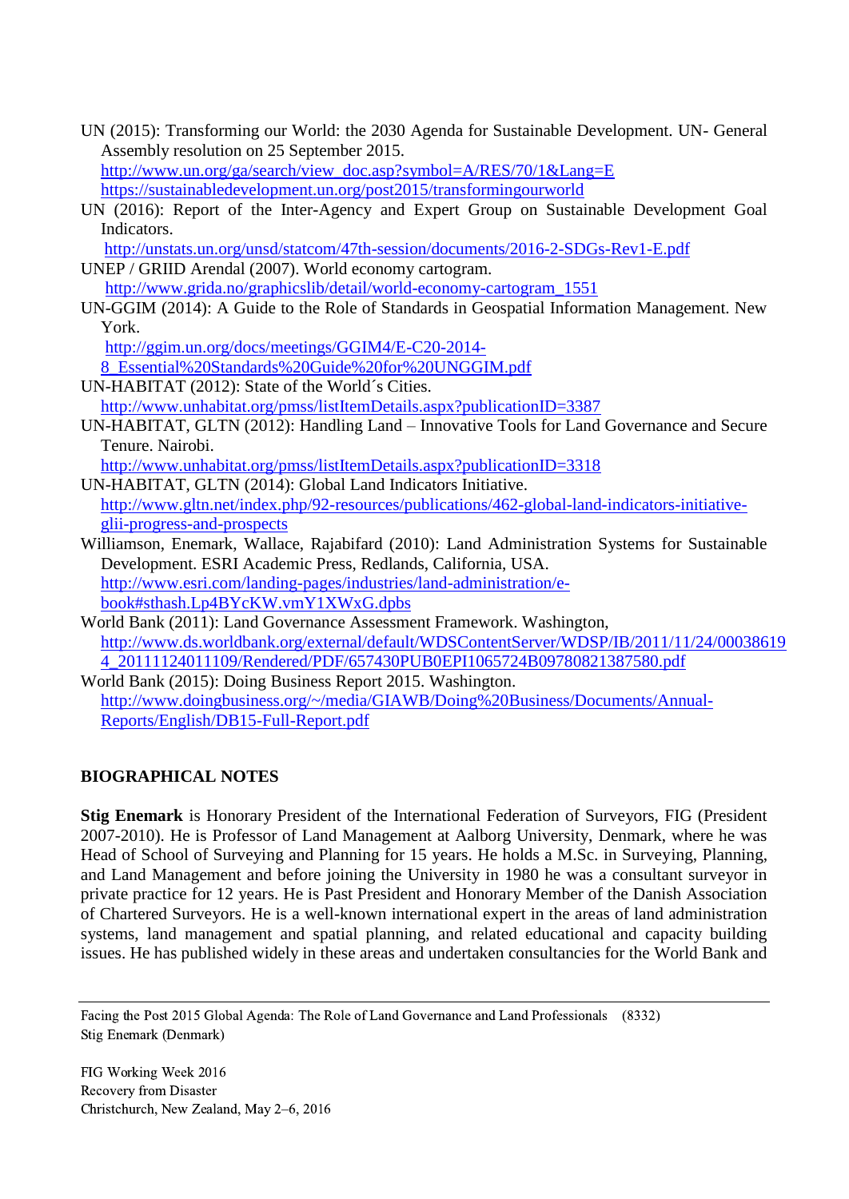UN (2015): Transforming our World: the 2030 Agenda for Sustainable Development. UN- General Assembly resolution on 25 September 2015.
http://www.un.org/ga/search/view_doc.asp?symbol=A/RES/70/1&Lang=E
https://sustainabledevelopment.un.org/post2015/transformingourworld

UN (2016): Report of the Inter-Agency and Expert Group on Sustainable Development Goal Indicators.
http://unstats.un.org/unsd/statcom/47th-session/documents/2016-2-SDGs-Rev1-E.pdf

UNEP / GRIID Arendal (2007). World economy cartogram.
http://www.grida.no/graphicslib/detail/world-economy-cartogram_1551

UN-GGIM (2014): A Guide to the Role of Standards in Geospatial Information Management. New York.
http://ggim.un.org/docs/meetings/GGIM4/E-C20-2014-8_Essential%20Standards%20Guide%20for%20UNGGIM.pdf

UN-HABITAT (2012): State of the World´s Cities.
http://www.unhabitat.org/pmss/listItemDetails.aspx?publicationID=3387

UN-HABITAT, GLTN (2012): Handling Land – Innovative Tools for Land Governance and Secure Tenure. Nairobi.
http://www.unhabitat.org/pmss/listItemDetails.aspx?publicationID=3318

UN-HABITAT, GLTN (2014): Global Land Indicators Initiative.
http://www.gltn.net/index.php/92-resources/publications/462-global-land-indicators-initiative-glii-progress-and-prospects

Williamson, Enemark, Wallace, Rajabifard (2010): Land Administration Systems for Sustainable Development. ESRI Academic Press, Redlands, California, USA.
http://www.esri.com/landing-pages/industries/land-administration/e-book#sthash.Lp4BYcKW.vmY1XWxG.dpbs

World Bank (2011): Land Governance Assessment Framework. Washington,
http://www.ds.worldbank.org/external/default/WDSContentServer/WDSP/IB/2011/11/24/000386194_20111124011109/Rendered/PDF/657430PUB0EPI1065724B09780821387580.pdf

World Bank (2015): Doing Business Report 2015. Washington.
http://www.doingbusiness.org/~/media/GIAWB/Doing%20Business/Documents/Annual-Reports/English/DB15-Full-Report.pdf

## BIOGRAPHICAL NOTES

**Stig Enemark** is Honorary President of the International Federation of Surveyors, FIG (President 2007-2010). He is Professor of Land Management at Aalborg University, Denmark, where he was Head of School of Surveying and Planning for 15 years. He holds a M.Sc. in Surveying, Planning, and Land Management and before joining the University in 1980 he was a consultant surveyor in private practice for 12 years. He is Past President and Honorary Member of the Danish Association of Chartered Surveyors. He is a well-known international expert in the areas of land administration systems, land management and spatial planning, and related educational and capacity building issues. He has published widely in these areas and undertaken consultancies for the World Bank and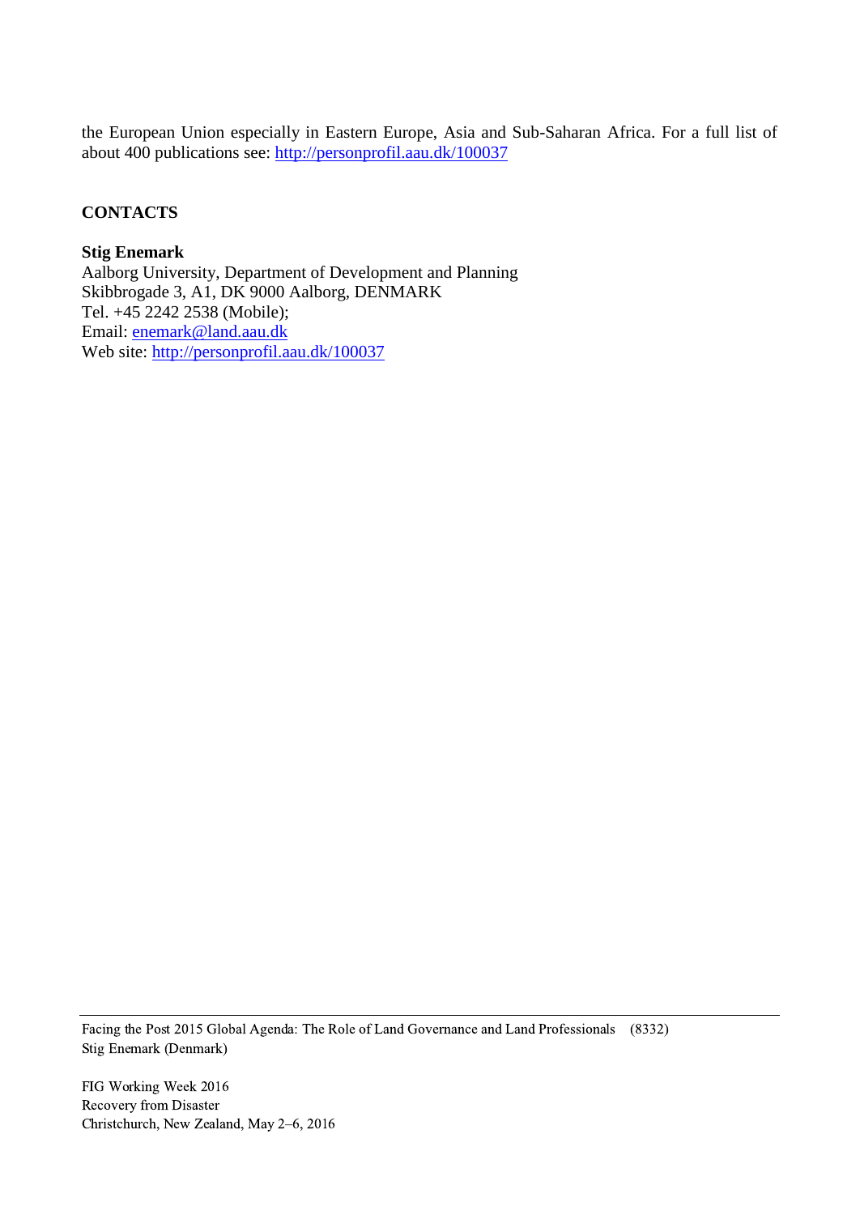the European Union especially in Eastern Europe, Asia and Sub-Saharan Africa. For a full list of about 400 publications see: http://personprofil.aau.dk/100037

## CONTACTS

**Stig Enemark**
Aalborg University, Department of Development and Planning
Skibbrogade 3, A1, DK 9000 Aalborg, DENMARK
Tel. +45 2242 2538 (Mobile);
Email: enemark@land.aau.dk
Web site: http://personprofil.aau.dk/100037